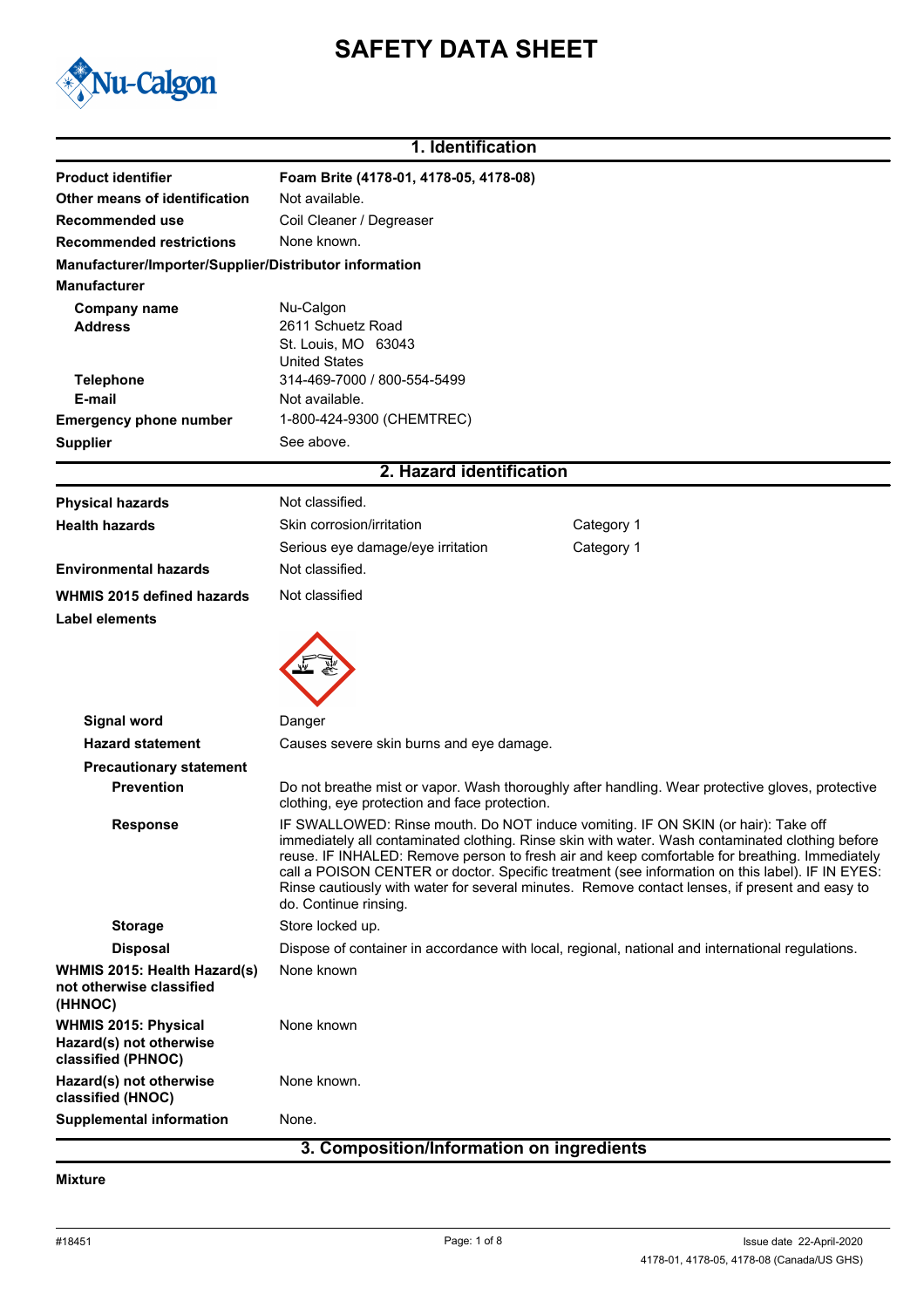# SAFETY DATA SHEET

## 1. Identification

| | |
|---|---|
| **Product identifier** | **Foam Brite (4178-01, 4178-05, 4178-08)** |
| **Other means of identification** | Not available. |
| **Recommended use** | Coil Cleaner / Degreaser |
| **Recommended restrictions** | None known. |

**Manufacturer/Importer/Supplier/Distributor information**

**Manufacturer**

| | |
|---|---|
| **Company name** | Nu-Calgon |
| **Address** | 2611 Schuetz Road<br>St. Louis, MO 63043<br>United States |
| **Telephone** | 314-469-7000 / 800-554-5499 |
| **E-mail** | Not available. |
| **Emergency phone number** | 1-800-424-9300 (CHEMTREC) |
| **Supplier** | See above. |

## 2. Hazard identification

| | | |
|---|---|---|
| **Physical hazards** | Not classified. | |
| **Health hazards** | Skin corrosion/irritation | Category 1 |
| | Serious eye damage/eye irritation | Category 1 |
| **Environmental hazards** | Not classified. | |
| **WHMIS 2015 defined hazards** | Not classified | |

**Label elements**

**Signal word** Danger

**Hazard statement** Causes severe skin burns and eye damage.

**Precautionary statement**

**Prevention** Do not breathe mist or vapor. Wash thoroughly after handling. Wear protective gloves, protective clothing, eye protection and face protection.

**Response** IF SWALLOWED: Rinse mouth. Do NOT induce vomiting. IF ON SKIN (or hair): Take off immediately all contaminated clothing. Rinse skin with water. Wash contaminated clothing before reuse. IF INHALED: Remove person to fresh air and keep comfortable for breathing. Immediately call a POISON CENTER or doctor. Specific treatment (see information on this label). IF IN EYES: Rinse cautiously with water for several minutes. Remove contact lenses, if present and easy to do. Continue rinsing.

**Storage** Store locked up.

**Disposal** Dispose of container in accordance with local, regional, national and international regulations.

**WHMIS 2015: Health Hazard(s) not otherwise classified (HHNOC)** None known

**WHMIS 2015: Physical Hazard(s) not otherwise classified (PHNOC)** None known

**Hazard(s) not otherwise classified (HNOC)** None known.

**Supplemental information** None.

## 3. Composition/Information on ingredients

**Mixture**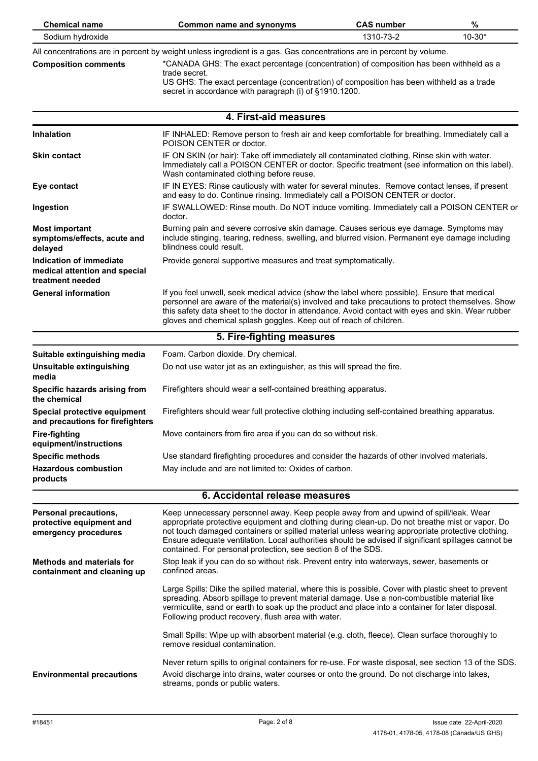| Chemical name | Common name and synonyms | CAS number | % |
|---|---|---|---|
| Sodium hydroxide | | 1310-73-2 | 10-30* |

All concentrations are in percent by weight unless ingredient is a gas. Gas concentrations are in percent by volume.

**Composition comments**

*CANADA GHS: The exact percentage (concentration) of composition has been withheld as a trade secret.
US GHS: The exact percentage (concentration) of composition has been withheld as a trade secret in accordance with paragraph (i) of §1910.1200.

## 4. First-aid measures

**Inhalation**
IF INHALED: Remove person to fresh air and keep comfortable for breathing. Immediately call a POISON CENTER or doctor.

**Skin contact**
IF ON SKIN (or hair): Take off immediately all contaminated clothing. Rinse skin with water. Immediately call a POISON CENTER or doctor. Specific treatment (see information on this label). Wash contaminated clothing before reuse.

**Eye contact**
IF IN EYES: Rinse cautiously with water for several minutes. Remove contact lenses, if present and easy to do. Continue rinsing. Immediately call a POISON CENTER or doctor.

**Ingestion**
IF SWALLOWED: Rinse mouth. Do NOT induce vomiting. Immediately call a POISON CENTER or doctor.

**Most important symptoms/effects, acute and delayed**
Burning pain and severe corrosive skin damage. Causes serious eye damage. Symptoms may include stinging, tearing, redness, swelling, and blurred vision. Permanent eye damage including blindness could result.

**Indication of immediate medical attention and special treatment needed**
Provide general supportive measures and treat symptomatically.

**General information**
If you feel unwell, seek medical advice (show the label where possible). Ensure that medical personnel are aware of the material(s) involved and take precautions to protect themselves. Show this safety data sheet to the doctor in attendance. Avoid contact with eyes and skin. Wear rubber gloves and chemical splash goggles. Keep out of reach of children.

## 5. Fire-fighting measures

**Suitable extinguishing media**
Foam. Carbon dioxide. Dry chemical.

**Unsuitable extinguishing media**
Do not use water jet as an extinguisher, as this will spread the fire.

**Specific hazards arising from the chemical**
Firefighters should wear a self-contained breathing apparatus.

**Special protective equipment and precautions for firefighters**
Firefighters should wear full protective clothing including self-contained breathing apparatus.

**Fire-fighting equipment/instructions**
Move containers from fire area if you can do so without risk.

**Specific methods**
Use standard firefighting procedures and consider the hazards of other involved materials.

**Hazardous combustion products**
May include and are not limited to: Oxides of carbon.

## 6. Accidental release measures

**Personal precautions, protective equipment and emergency procedures**
Keep unnecessary personnel away. Keep people away from and upwind of spill/leak. Wear appropriate protective equipment and clothing during clean-up. Do not breathe mist or vapor. Do not touch damaged containers or spilled material unless wearing appropriate protective clothing. Ensure adequate ventilation. Local authorities should be advised if significant spillages cannot be contained. For personal protection, see section 8 of the SDS.

**Methods and materials for containment and cleaning up**
Stop leak if you can do so without risk. Prevent entry into waterways, sewer, basements or confined areas.

Large Spills: Dike the spilled material, where this is possible. Cover with plastic sheet to prevent spreading. Absorb spillage to prevent material damage. Use a non-combustible material like vermiculite, sand or earth to soak up the product and place into a container for later disposal. Following product recovery, flush area with water.

Small Spills: Wipe up with absorbent material (e.g. cloth, fleece). Clean surface thoroughly to remove residual contamination.

Never return spills to original containers for re-use. For waste disposal, see section 13 of the SDS.

**Environmental precautions**
Avoid discharge into drains, water courses or onto the ground. Do not discharge into lakes, streams, ponds or public waters.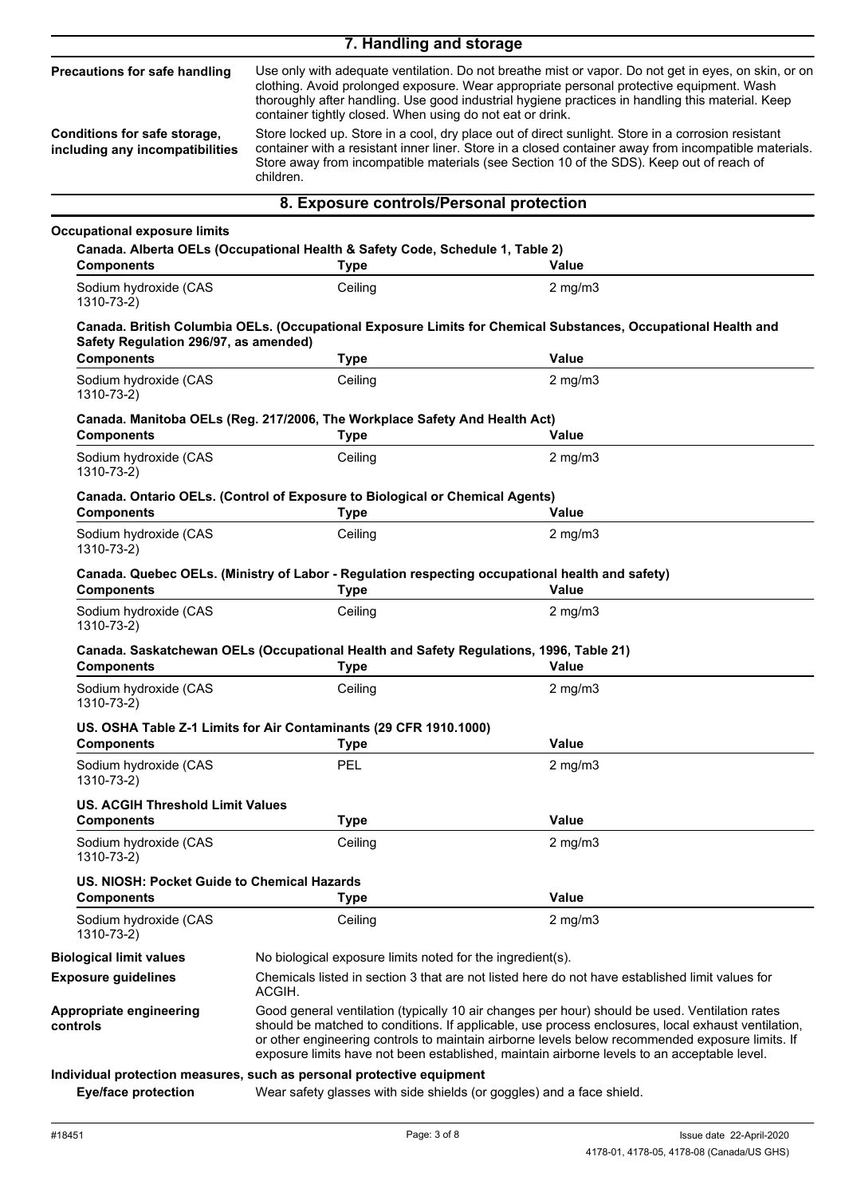## 7. Handling and storage

**Precautions for safe handling**

Use only with adequate ventilation. Do not breathe mist or vapor. Do not get in eyes, on skin, or on clothing. Avoid prolonged exposure. Wear appropriate personal protective equipment. Wash thoroughly after handling. Use good industrial hygiene practices in handling this material. Keep container tightly closed. When using do not eat or drink.

**Conditions for safe storage, including any incompatibilities**

Store locked up. Store in a cool, dry place out of direct sunlight. Store in a corrosion resistant container with a resistant inner liner. Store in a closed container away from incompatible materials. Store away from incompatible materials (see Section 10 of the SDS). Keep out of reach of children.

## 8. Exposure controls/Personal protection

**Occupational exposure limits**

**Canada. Alberta OELs (Occupational Health & Safety Code, Schedule 1, Table 2)**

| Components | Type | Value |
|---|---|---|
| Sodium hydroxide (CAS 1310-73-2) | Ceiling | 2 mg/m3 |

**Canada. British Columbia OELs. (Occupational Exposure Limits for Chemical Substances, Occupational Health and Safety Regulation 296/97, as amended)**

| Components | Type | Value |
|---|---|---|
| Sodium hydroxide (CAS 1310-73-2) | Ceiling | 2 mg/m3 |

**Canada. Manitoba OELs (Reg. 217/2006, The Workplace Safety And Health Act)**

| Components | Type | Value |
|---|---|---|
| Sodium hydroxide (CAS 1310-73-2) | Ceiling | 2 mg/m3 |

**Canada. Ontario OELs. (Control of Exposure to Biological or Chemical Agents)**

| Components | Type | Value |
|---|---|---|
| Sodium hydroxide (CAS 1310-73-2) | Ceiling | 2 mg/m3 |

**Canada. Quebec OELs. (Ministry of Labor - Regulation respecting occupational health and safety)**

| Components | Type | Value |
|---|---|---|
| Sodium hydroxide (CAS 1310-73-2) | Ceiling | 2 mg/m3 |

**Canada. Saskatchewan OELs (Occupational Health and Safety Regulations, 1996, Table 21)**

| Components | Type | Value |
|---|---|---|
| Sodium hydroxide (CAS 1310-73-2) | Ceiling | 2 mg/m3 |

**US. OSHA Table Z-1 Limits for Air Contaminants (29 CFR 1910.1000)**

| Components | Type | Value |
|---|---|---|
| Sodium hydroxide (CAS 1310-73-2) | PEL | 2 mg/m3 |

**US. ACGIH Threshold Limit Values**

| Components | Type | Value |
|---|---|---|
| Sodium hydroxide (CAS 1310-73-2) | Ceiling | 2 mg/m3 |

**US. NIOSH: Pocket Guide to Chemical Hazards**

| Components | Type | Value |
|---|---|---|
| Sodium hydroxide (CAS 1310-73-2) | Ceiling | 2 mg/m3 |

**Biological limit values**

No biological exposure limits noted for the ingredient(s).

**Exposure guidelines**

Chemicals listed in section 3 that are not listed here do not have established limit values for ACGIH.

**Appropriate engineering controls**

Good general ventilation (typically 10 air changes per hour) should be used. Ventilation rates should be matched to conditions. If applicable, use process enclosures, local exhaust ventilation, or other engineering controls to maintain airborne levels below recommended exposure limits. If exposure limits have not been established, maintain airborne levels to an acceptable level.

**Individual protection measures, such as personal protective equipment**

**Eye/face protection**

Wear safety glasses with side shields (or goggles) and a face shield.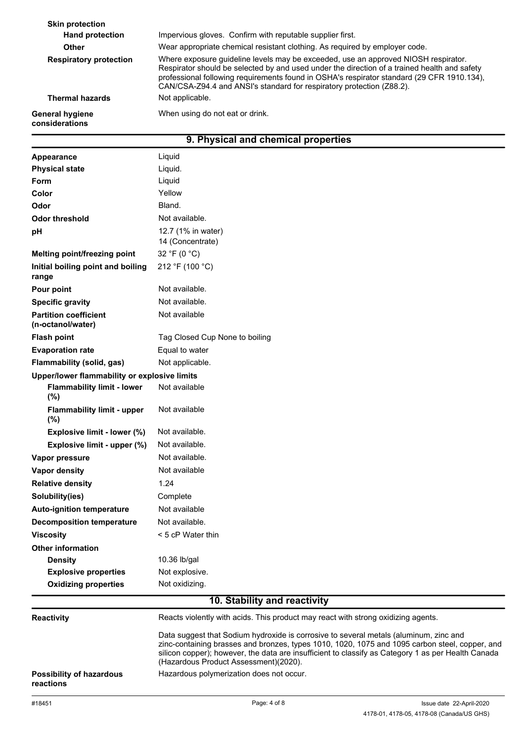| | |
|---|---|
| **Skin protection** | |
| **Hand protection** | Impervious gloves. Confirm with reputable supplier first. |
| **Other** | Wear appropriate chemical resistant clothing. As required by employer code. |
| **Respiratory protection** | Where exposure guideline levels may be exceeded, use an approved NIOSH respirator. Respirator should be selected by and used under the direction of a trained health and safety professional following requirements found in OSHA's respirator standard (29 CFR 1910.134), CAN/CSA-Z94.4 and ANSI's standard for respiratory protection (Z88.2). |
| **Thermal hazards** | Not applicable. |
| **General hygiene considerations** | When using do not eat or drink. |

## 9. Physical and chemical properties

| | |
|---|---|
| **Appearance** | Liquid |
| **Physical state** | Liquid. |
| **Form** | Liquid |
| **Color** | Yellow |
| **Odor** | Bland. |
| **Odor threshold** | Not available. |
| **pH** | 12.7 (1% in water)<br>14 (Concentrate) |
| **Melting point/freezing point** | 32 °F (0 °C) |
| **Initial boiling point and boiling range** | 212 °F (100 °C) |
| **Pour point** | Not available. |
| **Specific gravity** | Not available. |
| **Partition coefficient (n-octanol/water)** | Not available |
| **Flash point** | Tag Closed Cup None to boiling |
| **Evaporation rate** | Equal to water |
| **Flammability (solid, gas)** | Not applicable. |
| **Upper/lower flammability or explosive limits** | |
| **Flammability limit - lower (%)** | Not available |
| **Flammability limit - upper (%)** | Not available |
| **Explosive limit - lower (%)** | Not available. |
| **Explosive limit - upper (%)** | Not available. |
| **Vapor pressure** | Not available. |
| **Vapor density** | Not available |
| **Relative density** | 1.24 |
| **Solubility(ies)** | Complete |
| **Auto-ignition temperature** | Not available |
| **Decomposition temperature** | Not available. |
| **Viscosity** | < 5 cP Water thin |
| **Other information** | |
| **Density** | 10.36 lb/gal |
| **Explosive properties** | Not explosive. |
| **Oxidizing properties** | Not oxidizing. |

## 10. Stability and reactivity

| | |
|---|---|
| **Reactivity** | Reacts violently with acids. This product may react with strong oxidizing agents.<br><br>Data suggest that Sodium hydroxide is corrosive to several metals (aluminum, zinc and zinc-containing brasses and bronzes, types 1010, 1020, 1075 and 1095 carbon steel, copper, and silicon copper); however, the data are insufficient to classify as Category 1 as per Health Canada (Hazardous Product Assessment)(2020). |
| **Possibility of hazardous reactions** | Hazardous polymerization does not occur. |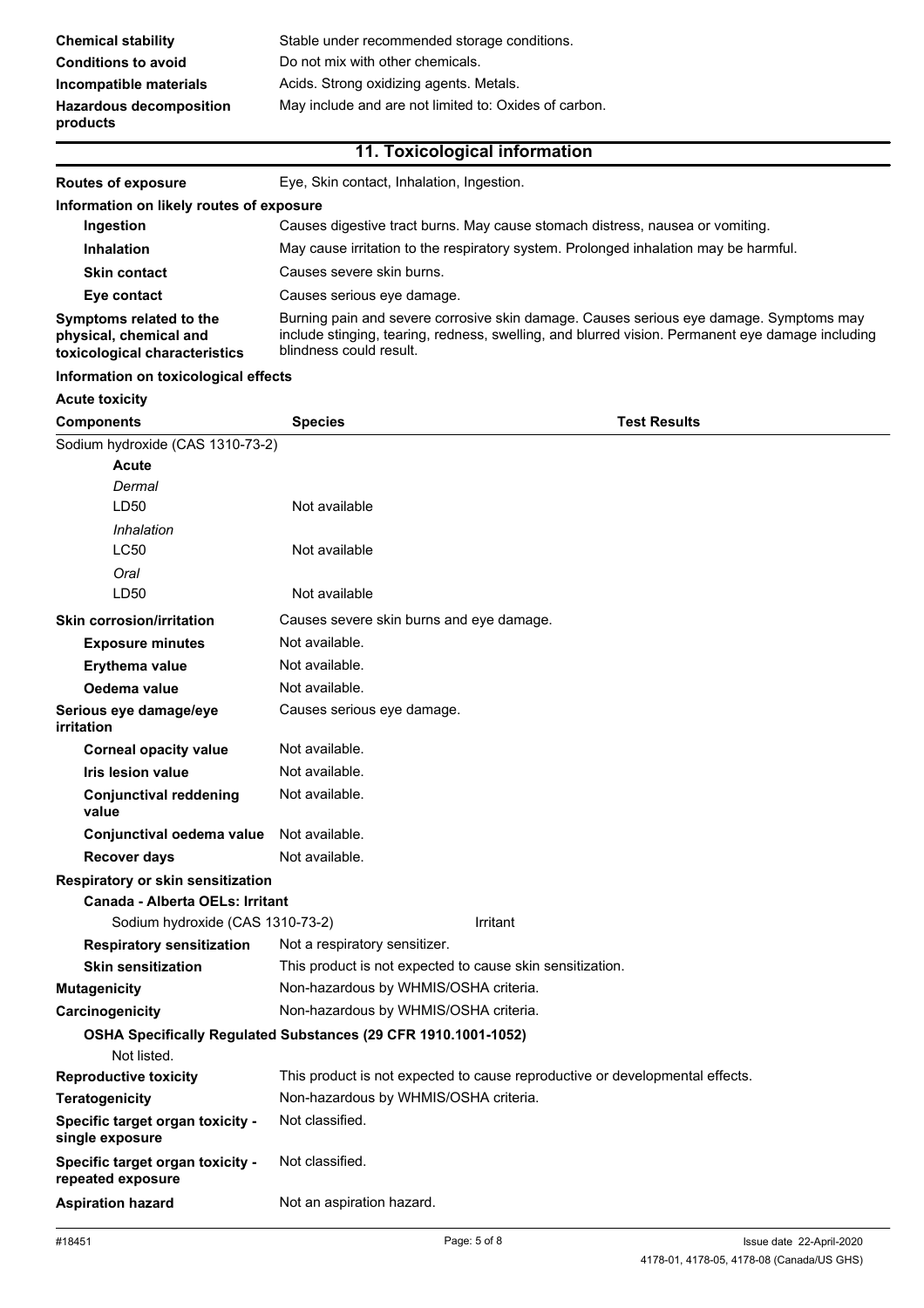**Chemical stability** Stable under recommended storage conditions.

**Conditions to avoid** Do not mix with other chemicals.

**Incompatible materials** Acids. Strong oxidizing agents. Metals.

**Hazardous decomposition products** May include and are not limited to: Oxides of carbon.

## 11. Toxicological information

**Routes of exposure** Eye, Skin contact, Inhalation, Ingestion.

**Information on likely routes of exposure**

**Ingestion** Causes digestive tract burns. May cause stomach distress, nausea or vomiting.

**Inhalation** May cause irritation to the respiratory system. Prolonged inhalation may be harmful.

**Skin contact** Causes severe skin burns.

**Eye contact** Causes serious eye damage.

**Symptoms related to the physical, chemical and toxicological characteristics** Burning pain and severe corrosive skin damage. Causes serious eye damage. Symptoms may include stinging, tearing, redness, swelling, and blurred vision. Permanent eye damage including blindness could result.

**Information on toxicological effects**

**Acute toxicity**

| Components | Species | Test Results |
|---|---|---|
| Sodium hydroxide (CAS 1310-73-2) | | |
| **Acute** | | |
| *Dermal* | | |
| LD50 | Not available | |
| *Inhalation* | | |
| LC50 | Not available | |
| *Oral* | | |
| LD50 | Not available | |

**Skin corrosion/irritation** Causes severe skin burns and eye damage.

**Exposure minutes** Not available.

**Erythema value** Not available.

**Oedema value** Not available.

**Serious eye damage/eye irritation** Causes serious eye damage.

**Corneal opacity value** Not available.

**Iris lesion value** Not available.

**Conjunctival reddening value** Not available.

**Conjunctival oedema value** Not available.

**Recover days** Not available.

**Respiratory or skin sensitization**

**Canada - Alberta OELs: Irritant**

Sodium hydroxide (CAS 1310-73-2) Irritant

**Respiratory sensitization** Not a respiratory sensitizer.

**Skin sensitization** This product is not expected to cause skin sensitization.

**Mutagenicity** Non-hazardous by WHMIS/OSHA criteria.

**Carcinogenicity** Non-hazardous by WHMIS/OSHA criteria.

**OSHA Specifically Regulated Substances (29 CFR 1910.1001-1052)**

Not listed.

**Reproductive toxicity** This product is not expected to cause reproductive or developmental effects.

**Teratogenicity** Non-hazardous by WHMIS/OSHA criteria.

**Specific target organ toxicity - single exposure** Not classified.

**Specific target organ toxicity - repeated exposure** Not classified.

**Aspiration hazard** Not an aspiration hazard.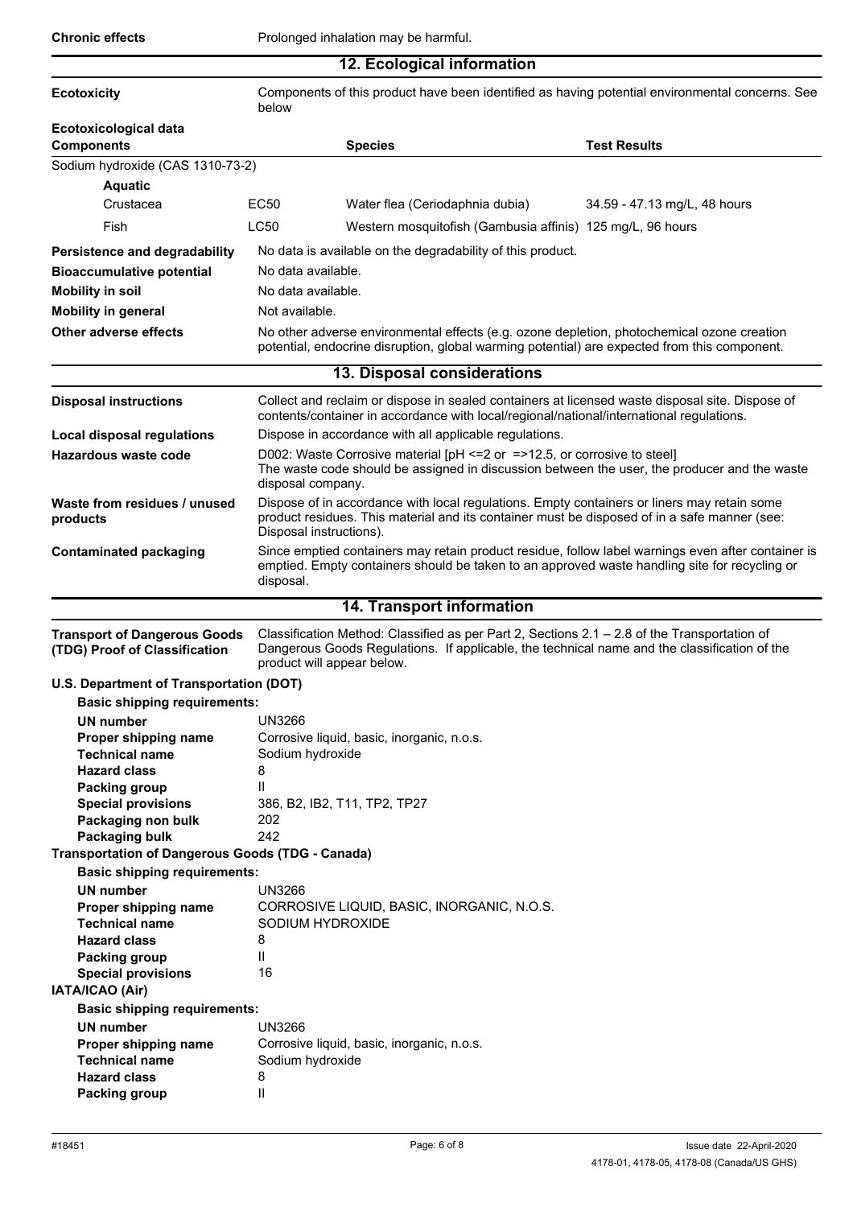**Chronic effects** Prolonged inhalation may be harmful.

## 12. Ecological information

**Ecotoxicity** Components of this product have been identified as having potential environmental concerns. See below

**Ecotoxicological data**

| Components | | Species | Test Results |
| --- | --- | --- | --- |
| Sodium hydroxide (CAS 1310-73-2) | | | |
| **Aquatic** | | | |
| Crustacea | EC50 | Water flea (Ceriodaphnia dubia) | 34.59 - 47.13 mg/L, 48 hours |
| Fish | LC50 | Western mosquitofish (Gambusia affinis) | 125 mg/L, 96 hours |

**Persistence and degradability** No data is available on the degradability of this product.

**Bioaccumulative potential** No data available.

**Mobility in soil** No data available.

**Mobility in general** Not available.

**Other adverse effects** No other adverse environmental effects (e.g. ozone depletion, photochemical ozone creation potential, endocrine disruption, global warming potential) are expected from this component.

## 13. Disposal considerations

**Disposal instructions** Collect and reclaim or dispose in sealed containers at licensed waste disposal site. Dispose of contents/container in accordance with local/regional/national/international regulations.

**Local disposal regulations** Dispose in accordance with all applicable regulations.

**Hazardous waste code** D002: Waste Corrosive material [pH <=2 or =>12.5, or corrosive to steel]
The waste code should be assigned in discussion between the user, the producer and the waste disposal company.

**Waste from residues / unused products** Dispose of in accordance with local regulations. Empty containers or liners may retain some product residues. This material and its container must be disposed of in a safe manner (see: Disposal instructions).

**Contaminated packaging** Since emptied containers may retain product residue, follow label warnings even after container is emptied. Empty containers should be taken to an approved waste handling site for recycling or disposal.

## 14. Transport information

**Transport of Dangerous Goods (TDG) Proof of Classification** Classification Method: Classified as per Part 2, Sections 2.1 – 2.8 of the Transportation of Dangerous Goods Regulations. If applicable, the technical name and the classification of the product will appear below.

**U.S. Department of Transportation (DOT)**

**Basic shipping requirements:**

- **UN number** UN3266
- **Proper shipping name** Corrosive liquid, basic, inorganic, n.o.s.
- **Technical name** Sodium hydroxide
- **Hazard class** 8
- **Packing group** II
- **Special provisions** 386, B2, IB2, T11, TP2, TP27
- **Packaging non bulk** 202
- **Packaging bulk** 242

**Transportation of Dangerous Goods (TDG - Canada)**

**Basic shipping requirements:**

- **UN number** UN3266
- **Proper shipping name** CORROSIVE LIQUID, BASIC, INORGANIC, N.O.S.
- **Technical name** SODIUM HYDROXIDE
- **Hazard class** 8
- **Packing group** II
- **Special provisions** 16

**IATA/ICAO (Air)**

**Basic shipping requirements:**

- **UN number** UN3266
- **Proper shipping name** Corrosive liquid, basic, inorganic, n.o.s.
- **Technical name** Sodium hydroxide
- **Hazard class** 8
- **Packing group** II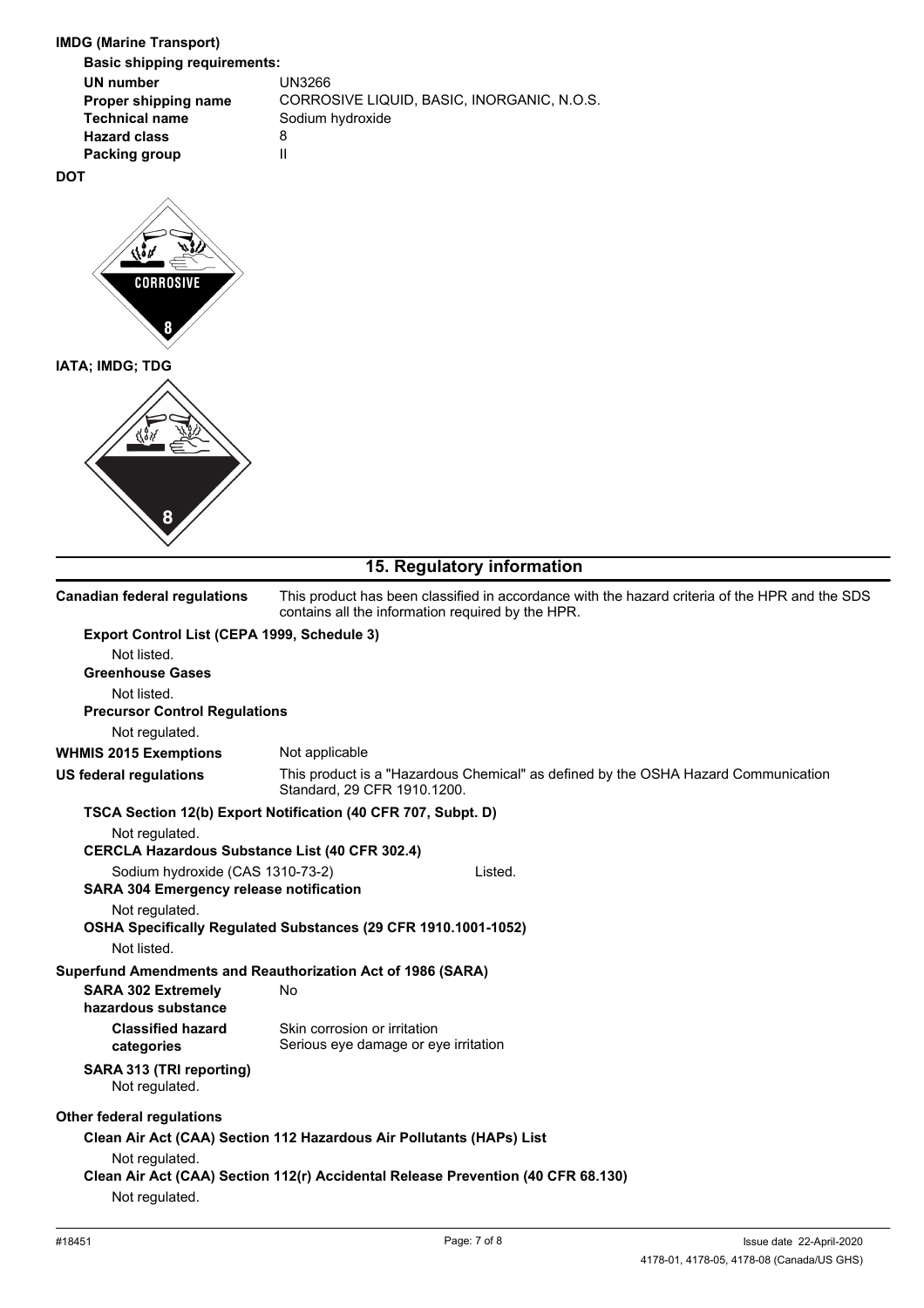**IMDG (Marine Transport)**

**Basic shipping requirements:**

| | |
|---|---|
| **UN number** | UN3266 |
| **Proper shipping name** | CORROSIVE LIQUID, BASIC, INORGANIC, N.O.S. |
| **Technical name** | Sodium hydroxide |
| **Hazard class** | 8 |
| **Packing group** | II |

**DOT**

**IATA; IMDG; TDG**

## 15. Regulatory information

**Canadian federal regulations** — This product has been classified in accordance with the hazard criteria of the HPR and the SDS contains all the information required by the HPR.

**Export Control List (CEPA 1999, Schedule 3)**

Not listed.

**Greenhouse Gases**

Not listed.

**Precursor Control Regulations**

Not regulated.

**WHMIS 2015 Exemptions** — Not applicable

**US federal regulations** — This product is a "Hazardous Chemical" as defined by the OSHA Hazard Communication Standard, 29 CFR 1910.1200.

**TSCA Section 12(b) Export Notification (40 CFR 707, Subpt. D)**

Not regulated.

**CERCLA Hazardous Substance List (40 CFR 302.4)**

Sodium hydroxide (CAS 1310-73-2) — Listed.

**SARA 304 Emergency release notification**

Not regulated.

**OSHA Specifically Regulated Substances (29 CFR 1910.1001-1052)**

Not listed.

**Superfund Amendments and Reauthorization Act of 1986 (SARA)**

**SARA 302 Extremely hazardous substance** — No

**Classified hazard categories** — Skin corrosion or irritation; Serious eye damage or eye irritation

**SARA 313 (TRI reporting)**

Not regulated.

**Other federal regulations**

**Clean Air Act (CAA) Section 112 Hazardous Air Pollutants (HAPs) List**

Not regulated.

**Clean Air Act (CAA) Section 112(r) Accidental Release Prevention (40 CFR 68.130)**

Not regulated.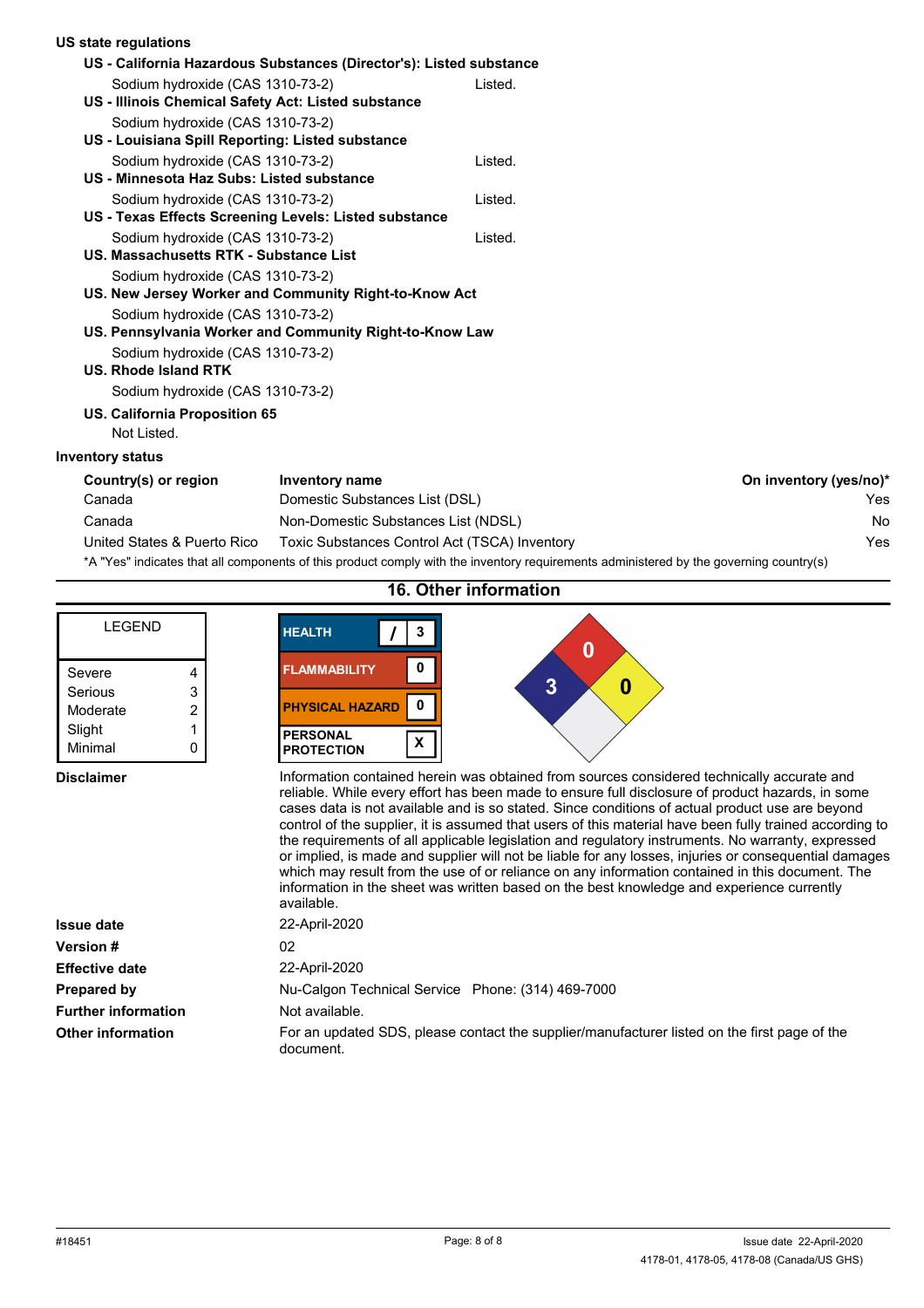**US state regulations**

**US - California Hazardous Substances (Director's): Listed substance**

| | |
|---|---|
| Sodium hydroxide (CAS 1310-73-2) | Listed. |

**US - Illinois Chemical Safety Act: Listed substance**

Sodium hydroxide (CAS 1310-73-2)

**US - Louisiana Spill Reporting: Listed substance**

| | |
|---|---|
| Sodium hydroxide (CAS 1310-73-2) | Listed. |

**US - Minnesota Haz Subs: Listed substance**

| | |
|---|---|
| Sodium hydroxide (CAS 1310-73-2) | Listed. |

**US - Texas Effects Screening Levels: Listed substance**

| | |
|---|---|
| Sodium hydroxide (CAS 1310-73-2) | Listed. |

**US. Massachusetts RTK - Substance List**

Sodium hydroxide (CAS 1310-73-2)

**US. New Jersey Worker and Community Right-to-Know Act**

Sodium hydroxide (CAS 1310-73-2)

**US. Pennsylvania Worker and Community Right-to-Know Law**

Sodium hydroxide (CAS 1310-73-2)

**US. Rhode Island RTK**

Sodium hydroxide (CAS 1310-73-2)

**US. California Proposition 65**

Not Listed.

**Inventory status**

| Country(s) or region | Inventory name | On inventory (yes/no)* |
|---|---|---|
| Canada | Domestic Substances List (DSL) | Yes |
| Canada | Non-Domestic Substances List (NDSL) | No |
| United States & Puerto Rico | Toxic Substances Control Act (TSCA) Inventory | Yes |

*A "Yes" indicates that all components of this product comply with the inventory requirements administered by the governing country(s)

## 16. Other information

| LEGEND | |
|---|---|
| Severe | 4 |
| Serious | 3 |
| Moderate | 2 |
| Slight | 1 |
| Minimal | 0 |

| | |
|---|---|
| HEALTH | / 3 |
| FLAMMABILITY | 0 |
| PHYSICAL HAZARD | 0 |
| PERSONAL PROTECTION | X |

0
3
0

**Disclaimer**

Information contained herein was obtained from sources considered technically accurate and reliable. While every effort has been made to ensure full disclosure of product hazards, in some cases data is not available and is so stated. Since conditions of actual product use are beyond control of the supplier, it is assumed that users of this material have been fully trained according to the requirements of all applicable legislation and regulatory instruments. No warranty, expressed or implied, is made and supplier will not be liable for any losses, injuries or consequential damages which may result from the use of or reliance on any information contained in this document. The information in the sheet was written based on the best knowledge and experience currently available.

| | |
|---|---|
| **Issue date** | 22-April-2020 |
| **Version #** | 02 |
| **Effective date** | 22-April-2020 |
| **Prepared by** | Nu-Calgon Technical Service Phone: (314) 469-7000 |
| **Further information** | Not available. |
| **Other information** | For an updated SDS, please contact the supplier/manufacturer listed on the first page of the document. |